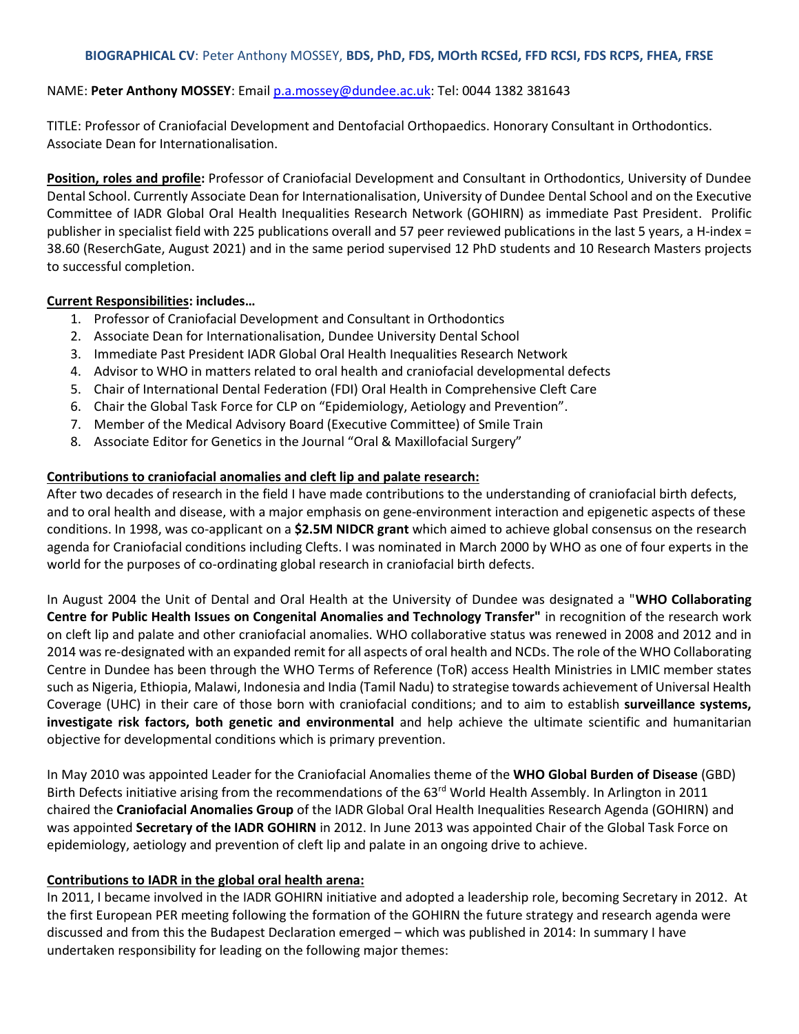**BIOGRAPHICAL CV**: Peter Anthony MOSSEY, **BDS, PhD, FDS, MOrth RCSEd, FFD RCSI, FDS RCPS, FHEA, FRSE**

NAME: **Peter Anthony MOSSEY**: Email p.a.mossey@dundee.ac.uk: Tel: 0044 1382 381643

TITLE: Professor of Craniofacial Development and Dentofacial Orthopaedics. Honorary Consultant in Orthodontics. Associate Dean for Internationalisation.

**Position, roles and profile:** Professor of Craniofacial Development and Consultant in Orthodontics, University of Dundee Dental School. Currently Associate Dean for Internationalisation, University of Dundee Dental School and on the Executive Committee of IADR Global Oral Health Inequalities Research Network (GOHIRN) as immediate Past President. Prolific publisher in specialist field with 225 publications overall and 57 peer reviewed publications in the last 5 years, a H-index = 38.60 (ReserchGate, August 2021) and in the same period supervised 12 PhD students and 10 Research Masters projects to successful completion.

**Current Responsibilities: includes…**

1. Professor of Craniofacial Development and Consultant in Orthodontics
2. Associate Dean for Internationalisation, Dundee University Dental School
3. Immediate Past President IADR Global Oral Health Inequalities Research Network
4. Advisor to WHO in matters related to oral health and craniofacial developmental defects
5. Chair of International Dental Federation (FDI) Oral Health in Comprehensive Cleft Care
6. Chair the Global Task Force for CLP on "Epidemiology, Aetiology and Prevention".
7. Member of the Medical Advisory Board (Executive Committee) of Smile Train
8. Associate Editor for Genetics in the Journal "Oral & Maxillofacial Surgery"

**Contributions to craniofacial anomalies and cleft lip and palate research:**

After two decades of research in the field I have made contributions to the understanding of craniofacial birth defects, and to oral health and disease, with a major emphasis on gene-environment interaction and epigenetic aspects of these conditions. In 1998, was co-applicant on a **$2.5M NIDCR grant** which aimed to achieve global consensus on the research agenda for Craniofacial conditions including Clefts. I was nominated in March 2000 by WHO as one of four experts in the world for the purposes of co-ordinating global research in craniofacial birth defects.

In August 2004 the Unit of Dental and Oral Health at the University of Dundee was designated a "**WHO Collaborating Centre for Public Health Issues on Congenital Anomalies and Technology Transfer"** in recognition of the research work on cleft lip and palate and other craniofacial anomalies. WHO collaborative status was renewed in 2008 and 2012 and in 2014 was re-designated with an expanded remit for all aspects of oral health and NCDs. The role of the WHO Collaborating Centre in Dundee has been through the WHO Terms of Reference (ToR) access Health Ministries in LMIC member states such as Nigeria, Ethiopia, Malawi, Indonesia and India (Tamil Nadu) to strategise towards achievement of Universal Health Coverage (UHC) in their care of those born with craniofacial conditions; and to aim to establish **surveillance systems, investigate risk factors, both genetic and environmental** and help achieve the ultimate scientific and humanitarian objective for developmental conditions which is primary prevention.

In May 2010 was appointed Leader for the Craniofacial Anomalies theme of the **WHO Global Burden of Disease** (GBD) Birth Defects initiative arising from the recommendations of the 63rd World Health Assembly. In Arlington in 2011 chaired the **Craniofacial Anomalies Group** of the IADR Global Oral Health Inequalities Research Agenda (GOHIRN) and was appointed **Secretary of the IADR GOHIRN** in 2012. In June 2013 was appointed Chair of the Global Task Force on epidemiology, aetiology and prevention of cleft lip and palate in an ongoing drive to achieve.

**Contributions to IADR in the global oral health arena:**

In 2011, I became involved in the IADR GOHIRN initiative and adopted a leadership role, becoming Secretary in 2012. At the first European PER meeting following the formation of the GOHIRN the future strategy and research agenda were discussed and from this the Budapest Declaration emerged – which was published in 2014: In summary I have undertaken responsibility for leading on the following major themes: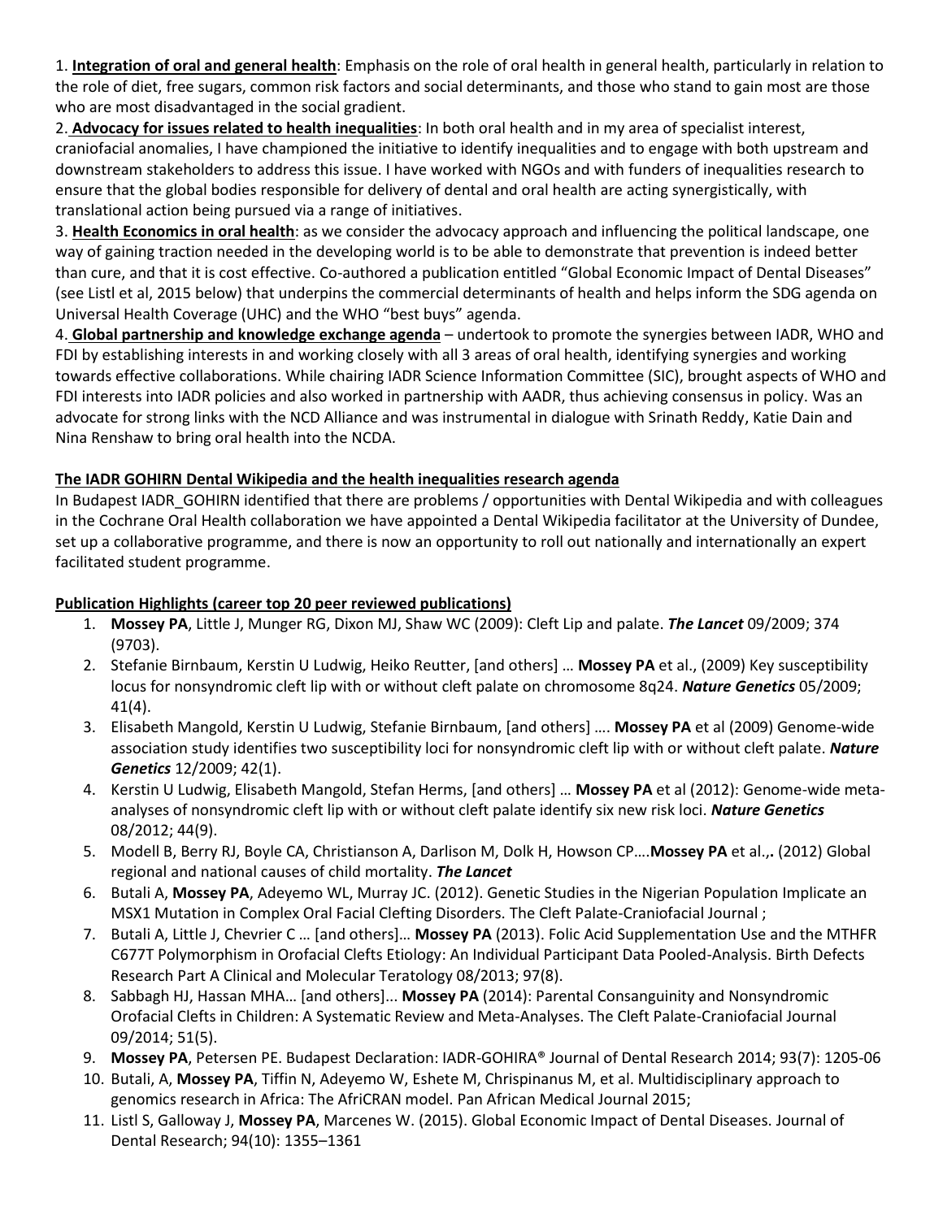1. **Integration of oral and general health**: Emphasis on the role of oral health in general health, particularly in relation to the role of diet, free sugars, common risk factors and social determinants, and those who stand to gain most are those who are most disadvantaged in the social gradient.

2. **Advocacy for issues related to health inequalities**: In both oral health and in my area of specialist interest, craniofacial anomalies, I have championed the initiative to identify inequalities and to engage with both upstream and downstream stakeholders to address this issue. I have worked with NGOs and with funders of inequalities research to ensure that the global bodies responsible for delivery of dental and oral health are acting synergistically, with translational action being pursued via a range of initiatives.

3. **Health Economics in oral health**: as we consider the advocacy approach and influencing the political landscape, one way of gaining traction needed in the developing world is to be able to demonstrate that prevention is indeed better than cure, and that it is cost effective. Co-authored a publication entitled "Global Economic Impact of Dental Diseases" (see Listl et al, 2015 below) that underpins the commercial determinants of health and helps inform the SDG agenda on Universal Health Coverage (UHC) and the WHO "best buys" agenda.

4. **Global partnership and knowledge exchange agenda** – undertook to promote the synergies between IADR, WHO and FDI by establishing interests in and working closely with all 3 areas of oral health, identifying synergies and working towards effective collaborations. While chairing IADR Science Information Committee (SIC), brought aspects of WHO and FDI interests into IADR policies and also worked in partnership with AADR, thus achieving consensus in policy. Was an advocate for strong links with the NCD Alliance and was instrumental in dialogue with Srinath Reddy, Katie Dain and Nina Renshaw to bring oral health into the NCDA.

**The IADR GOHIRN Dental Wikipedia and the health inequalities research agenda**

In Budapest IADR_GOHIRN identified that there are problems / opportunities with Dental Wikipedia and with colleagues in the Cochrane Oral Health collaboration we have appointed a Dental Wikipedia facilitator at the University of Dundee, set up a collaborative programme, and there is now an opportunity to roll out nationally and internationally an expert facilitated student programme.

**Publication Highlights (career top 20 peer reviewed publications)**

1. **Mossey PA**, Little J, Munger RG, Dixon MJ, Shaw WC (2009): Cleft Lip and palate. ***The Lancet*** 09/2009; 374 (9703).
2. Stefanie Birnbaum, Kerstin U Ludwig, Heiko Reutter, [and others] … **Mossey PA** et al., (2009) Key susceptibility locus for nonsyndromic cleft lip with or without cleft palate on chromosome 8q24. ***Nature Genetics*** 05/2009; 41(4).
3. Elisabeth Mangold, Kerstin U Ludwig, Stefanie Birnbaum, [and others] …. **Mossey PA** et al (2009) Genome-wide association study identifies two susceptibility loci for nonsyndromic cleft lip with or without cleft palate. ***Nature Genetics*** 12/2009; 42(1).
4. Kerstin U Ludwig, Elisabeth Mangold, Stefan Herms, [and others] … **Mossey PA** et al (2012): Genome-wide meta-analyses of nonsyndromic cleft lip with or without cleft palate identify six new risk loci. ***Nature Genetics*** 08/2012; 44(9).
5. Modell B, Berry RJ, Boyle CA, Christianson A, Darlison M, Dolk H, Howson CP….**Mossey PA** et al.,**.** (2012) Global regional and national causes of child mortality. ***The Lancet***
6. Butali A, **Mossey PA**, Adeyemo WL, Murray JC. (2012). Genetic Studies in the Nigerian Population Implicate an MSX1 Mutation in Complex Oral Facial Clefting Disorders. The Cleft Palate-Craniofacial Journal ;
7. Butali A, Little J, Chevrier C … [and others]… **Mossey PA** (2013). Folic Acid Supplementation Use and the MTHFR C677T Polymorphism in Orofacial Clefts Etiology: An Individual Participant Data Pooled-Analysis. Birth Defects Research Part A Clinical and Molecular Teratology 08/2013; 97(8).
8. Sabbagh HJ, Hassan MHA… [and others]... **Mossey PA** (2014): Parental Consanguinity and Nonsyndromic Orofacial Clefts in Children: A Systematic Review and Meta-Analyses. The Cleft Palate-Craniofacial Journal 09/2014; 51(5).
9. **Mossey PA**, Petersen PE. Budapest Declaration: IADR-GOHIRA® Journal of Dental Research 2014; 93(7): 1205-06
10. Butali, A, **Mossey PA**, Tiffin N, Adeyemo W, Eshete M, Chrispinanus M, et al. Multidisciplinary approach to genomics research in Africa: The AfriCRAN model. Pan African Medical Journal 2015;
11. Listl S, Galloway J, **Mossey PA**, Marcenes W. (2015). Global Economic Impact of Dental Diseases. Journal of Dental Research; 94(10): 1355–1361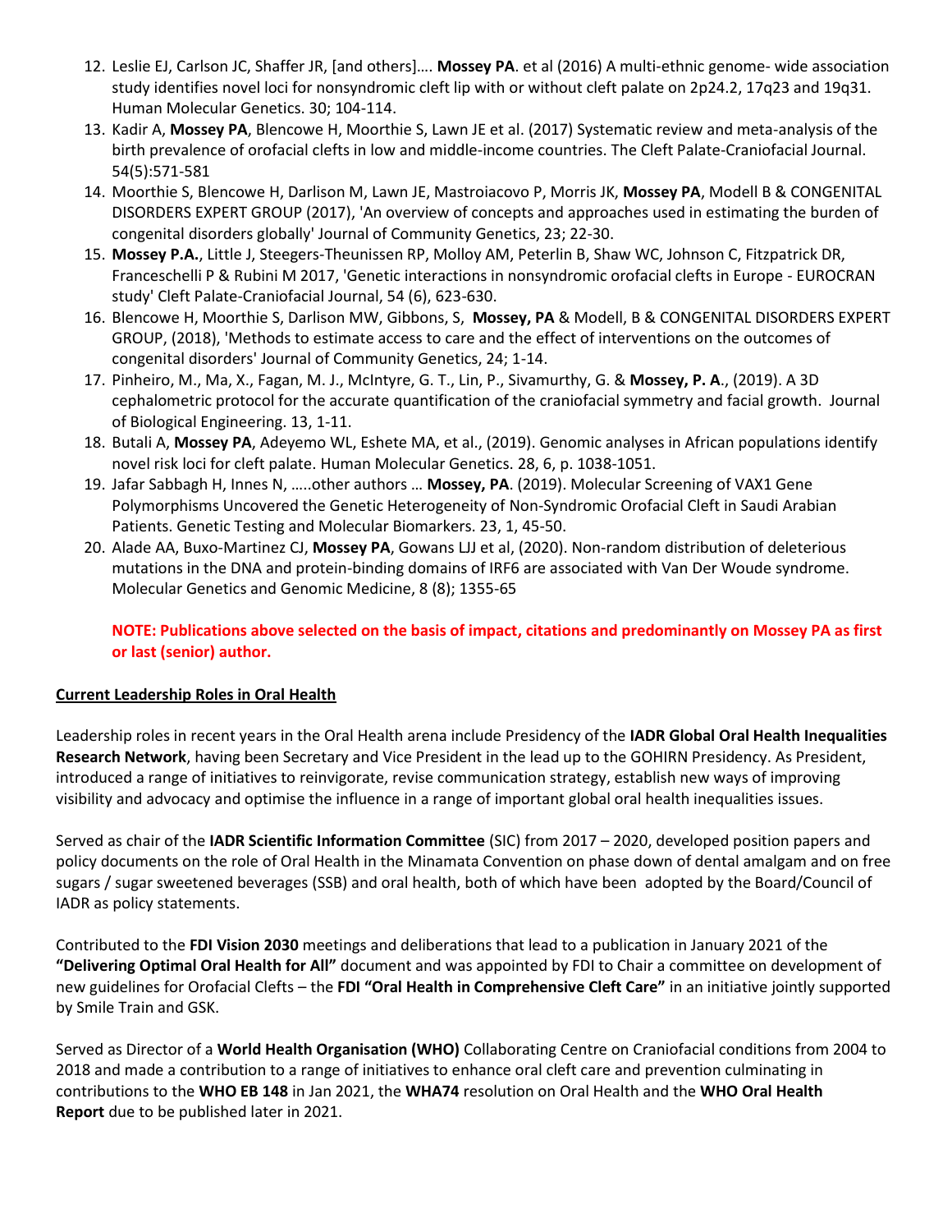12. Leslie EJ, Carlson JC, Shaffer JR, [and others]…. **Mossey PA**. et al (2016) A multi-ethnic genome- wide association study identifies novel loci for nonsyndromic cleft lip with or without cleft palate on 2p24.2, 17q23 and 19q31. Human Molecular Genetics. 30; 104-114.
13. Kadir A, **Mossey PA**, Blencowe H, Moorthie S, Lawn JE et al. (2017) Systematic review and meta-analysis of the birth prevalence of orofacial clefts in low and middle-income countries. The Cleft Palate-Craniofacial Journal. 54(5):571-581
14. Moorthie S, Blencowe H, Darlison M, Lawn JE, Mastroiacovo P, Morris JK, **Mossey PA**, Modell B & CONGENITAL DISORDERS EXPERT GROUP (2017), 'An overview of concepts and approaches used in estimating the burden of congenital disorders globally' Journal of Community Genetics, 23; 22-30.
15. **Mossey P.A.**, Little J, Steegers-Theunissen RP, Molloy AM, Peterlin B, Shaw WC, Johnson C, Fitzpatrick DR, Franceschelli P & Rubini M 2017, 'Genetic interactions in nonsyndromic orofacial clefts in Europe - EUROCRAN study' Cleft Palate-Craniofacial Journal, 54 (6), 623-630.
16. Blencowe H, Moorthie S, Darlison MW, Gibbons, S, **Mossey, PA** & Modell, B & CONGENITAL DISORDERS EXPERT GROUP, (2018), 'Methods to estimate access to care and the effect of interventions on the outcomes of congenital disorders' Journal of Community Genetics, 24; 1-14.
17. Pinheiro, M., Ma, X., Fagan, M. J., McIntyre, G. T., Lin, P., Sivamurthy, G. & **Mossey, P. A**., (2019). A 3D cephalometric protocol for the accurate quantification of the craniofacial symmetry and facial growth. Journal of Biological Engineering. 13, 1-11.
18. Butali A, **Mossey PA**, Adeyemo WL, Eshete MA, et al., (2019). Genomic analyses in African populations identify novel risk loci for cleft palate. Human Molecular Genetics. 28, 6, p. 1038-1051.
19. Jafar Sabbagh H, Innes N, …..other authors … **Mossey, PA**. (2019). Molecular Screening of VAX1 Gene Polymorphisms Uncovered the Genetic Heterogeneity of Non-Syndromic Orofacial Cleft in Saudi Arabian Patients. Genetic Testing and Molecular Biomarkers. 23, 1, 45-50.
20. Alade AA, Buxo-Martinez CJ, **Mossey PA**, Gowans LJJ et al, (2020). Non-random distribution of deleterious mutations in the DNA and protein-binding domains of IRF6 are associated with Van Der Woude syndrome. Molecular Genetics and Genomic Medicine, 8 (8); 1355-65

**NOTE: Publications above selected on the basis of impact, citations and predominantly on Mossey PA as first or last (senior) author.**

## Current Leadership Roles in Oral Health

Leadership roles in recent years in the Oral Health arena include Presidency of the **IADR Global Oral Health Inequalities Research Network**, having been Secretary and Vice President in the lead up to the GOHIRN Presidency. As President, introduced a range of initiatives to reinvigorate, revise communication strategy, establish new ways of improving visibility and advocacy and optimise the influence in a range of important global oral health inequalities issues.

Served as chair of the **IADR Scientific Information Committee** (SIC) from 2017 – 2020, developed position papers and policy documents on the role of Oral Health in the Minamata Convention on phase down of dental amalgam and on free sugars / sugar sweetened beverages (SSB) and oral health, both of which have been adopted by the Board/Council of IADR as policy statements.

Contributed to the **FDI Vision 2030** meetings and deliberations that lead to a publication in January 2021 of the **"Delivering Optimal Oral Health for All"** document and was appointed by FDI to Chair a committee on development of new guidelines for Orofacial Clefts – the **FDI "Oral Health in Comprehensive Cleft Care"** in an initiative jointly supported by Smile Train and GSK.

Served as Director of a **World Health Organisation (WHO)** Collaborating Centre on Craniofacial conditions from 2004 to 2018 and made a contribution to a range of initiatives to enhance oral cleft care and prevention culminating in contributions to the **WHO EB 148** in Jan 2021, the **WHA74** resolution on Oral Health and the **WHO Oral Health Report** due to be published later in 2021.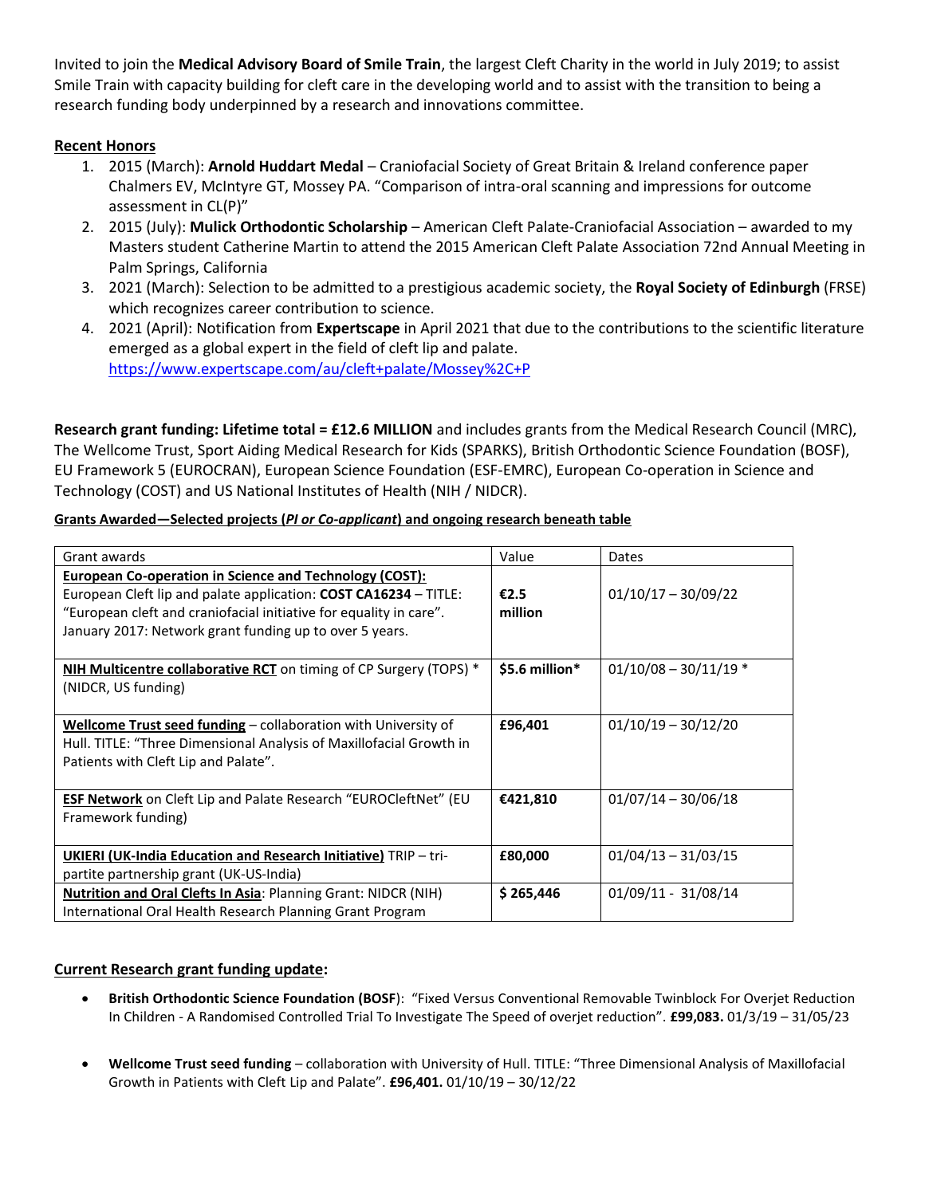Invited to join the **Medical Advisory Board of Smile Train**, the largest Cleft Charity in the world in July 2019; to assist Smile Train with capacity building for cleft care in the developing world and to assist with the transition to being a research funding body underpinned by a research and innovations committee.

**Recent Honors**

1. 2015 (March): **Arnold Huddart Medal** – Craniofacial Society of Great Britain & Ireland conference paper Chalmers EV, McIntyre GT, Mossey PA. "Comparison of intra-oral scanning and impressions for outcome assessment in CL(P)"
2. 2015 (July): **Mulick Orthodontic Scholarship** – American Cleft Palate-Craniofacial Association – awarded to my Masters student Catherine Martin to attend the 2015 American Cleft Palate Association 72nd Annual Meeting in Palm Springs, California
3. 2021 (March): Selection to be admitted to a prestigious academic society, the **Royal Society of Edinburgh** (FRSE) which recognizes career contribution to science.
4. 2021 (April): Notification from **Expertscape** in April 2021 that due to the contributions to the scientific literature emerged as a global expert in the field of cleft lip and palate. https://www.expertscape.com/au/cleft+palate/Mossey%2C+P

**Research grant funding: Lifetime total = £12.6 MILLION** and includes grants from the Medical Research Council (MRC), The Wellcome Trust, Sport Aiding Medical Research for Kids (SPARKS), British Orthodontic Science Foundation (BOSF), EU Framework 5 (EUROCRAN), European Science Foundation (ESF-EMRC), European Co-operation in Science and Technology (COST) and US National Institutes of Health (NIH / NIDCR).

**Grants Awarded—Selected projects (*PI or Co-applicant*) and ongoing research beneath table**

| Grant awards | Value | Dates |
|---|---|---|
| **European Co-operation in Science and Technology (COST):** European Cleft lip and palate application: **COST CA16234** – TITLE: "European cleft and craniofacial initiative for equality in care". January 2017: Network grant funding up to over 5 years. | **€2.5 million** | 01/10/17 – 30/09/22 |
| **NIH Multicentre collaborative RCT** on timing of CP Surgery (TOPS) * (NIDCR, US funding) | **$5.6 million*** | 01/10/08 – 30/11/19 * |
| **Wellcome Trust seed funding** – collaboration with University of Hull. TITLE: "Three Dimensional Analysis of Maxillofacial Growth in Patients with Cleft Lip and Palate". | **£96,401** | 01/10/19 – 30/12/20 |
| **ESF Network** on Cleft Lip and Palate Research "EUROCleftNet" (EU Framework funding) | **€421,810** | 01/07/14 – 30/06/18 |
| **UKIERI (UK-India Education and Research Initiative)** TRIP – tri-partite partnership grant (UK-US-India) | **£80,000** | 01/04/13 – 31/03/15 |
| **Nutrition and Oral Clefts In Asia**: Planning Grant: NIDCR (NIH) International Oral Health Research Planning Grant Program | **$ 265,446** | 01/09/11 - 31/08/14 |

**Current Research grant funding update:**

- **British Orthodontic Science Foundation (BOSF**): "Fixed Versus Conventional Removable Twinblock For Overjet Reduction In Children - A Randomised Controlled Trial To Investigate The Speed of overjet reduction". **£99,083.** 01/3/19 – 31/05/23
- **Wellcome Trust seed funding** – collaboration with University of Hull. TITLE: "Three Dimensional Analysis of Maxillofacial Growth in Patients with Cleft Lip and Palate". **£96,401.** 01/10/19 – 30/12/22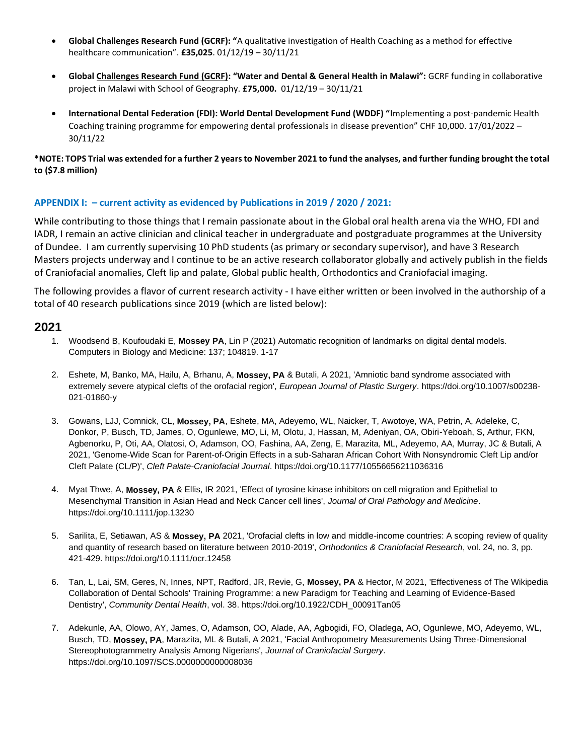- **Global Challenges Research Fund (GCRF): "**A qualitative investigation of Health Coaching as a method for effective healthcare communication". **£35,025**. 01/12/19 – 30/11/21

- **Global Challenges Research Fund (GCRF): "Water and Dental & General Health in Malawi":** GCRF funding in collaborative project in Malawi with School of Geography. **£75,000.** 01/12/19 – 30/11/21

- **International Dental Federation (FDI): World Dental Development Fund (WDDF) "**Implementing a post-pandemic Health Coaching training programme for empowering dental professionals in disease prevention" CHF 10,000. 17/01/2022 – 30/11/22

***NOTE: TOPS Trial was extended for a further 2 years to November 2021 to fund the analyses, and further funding brought the total to ($7.8 million)**

### APPENDIX I: – current activity as evidenced by Publications in 2019 / 2020 / 2021:

While contributing to those things that I remain passionate about in the Global oral health arena via the WHO, FDI and IADR, I remain an active clinician and clinical teacher in undergraduate and postgraduate programmes at the University of Dundee. I am currently supervising 10 PhD students (as primary or secondary supervisor), and have 3 Research Masters projects underway and I continue to be an active research collaborator globally and actively publish in the fields of Craniofacial anomalies, Cleft lip and palate, Global public health, Orthodontics and Craniofacial imaging.

The following provides a flavor of current research activity - I have either written or been involved in the authorship of a total of 40 research publications since 2019 (which are listed below):

## 2021

1. Woodsend B, Koufoudaki E, **Mossey PA**, Lin P (2021) Automatic recognition of landmarks on digital dental models. Computers in Biology and Medicine: 137; 104819. 1-17

2. Eshete, M, Banko, MA, Hailu, A, Brhanu, A, **Mossey, PA** & Butali, A 2021, 'Amniotic band syndrome associated with extremely severe atypical clefts of the orofacial region', *European Journal of Plastic Surgery*. https://doi.org/10.1007/s00238-021-01860-y

3. Gowans, LJJ, Comnick, CL, **Mossey, PA**, Eshete, MA, Adeyemo, WL, Naicker, T, Awotoye, WA, Petrin, A, Adeleke, C, Donkor, P, Busch, TD, James, O, Ogunlewe, MO, Li, M, Olotu, J, Hassan, M, Adeniyan, OA, Obiri-Yeboah, S, Arthur, FKN, Agbenorku, P, Oti, AA, Olatosi, O, Adamson, OO, Fashina, AA, Zeng, E, Marazita, ML, Adeyemo, AA, Murray, JC & Butali, A 2021, 'Genome-Wide Scan for Parent-of-Origin Effects in a sub-Saharan African Cohort With Nonsyndromic Cleft Lip and/or Cleft Palate (CL/P)', *Cleft Palate-Craniofacial Journal*. https://doi.org/10.1177/10556656211036316

4. Myat Thwe, A, **Mossey, PA** & Ellis, IR 2021, 'Effect of tyrosine kinase inhibitors on cell migration and Epithelial to Mesenchymal Transition in Asian Head and Neck Cancer cell lines', *Journal of Oral Pathology and Medicine*. https://doi.org/10.1111/jop.13230

5. Sarilita, E, Setiawan, AS & **Mossey, PA** 2021, 'Orofacial clefts in low and middle-income countries: A scoping review of quality and quantity of research based on literature between 2010-2019', *Orthodontics & Craniofacial Research*, vol. 24, no. 3, pp. 421-429. https://doi.org/10.1111/ocr.12458

6. Tan, L, Lai, SM, Geres, N, Innes, NPT, Radford, JR, Revie, G, **Mossey, PA** & Hector, M 2021, 'Effectiveness of The Wikipedia Collaboration of Dental Schools' Training Programme: a new Paradigm for Teaching and Learning of Evidence-Based Dentistry', *Community Dental Health*, vol. 38. https://doi.org/10.1922/CDH_00091Tan05

7. Adekunle, AA, Olowo, AY, James, O, Adamson, OO, Alade, AA, Agbogidi, FO, Oladega, AO, Ogunlewe, MO, Adeyemo, WL, Busch, TD, **Mossey, PA**, Marazita, ML & Butali, A 2021, 'Facial Anthropometry Measurements Using Three-Dimensional Stereophotogrammetry Analysis Among Nigerians', *Journal of Craniofacial Surgery*. https://doi.org/10.1097/SCS.0000000000008036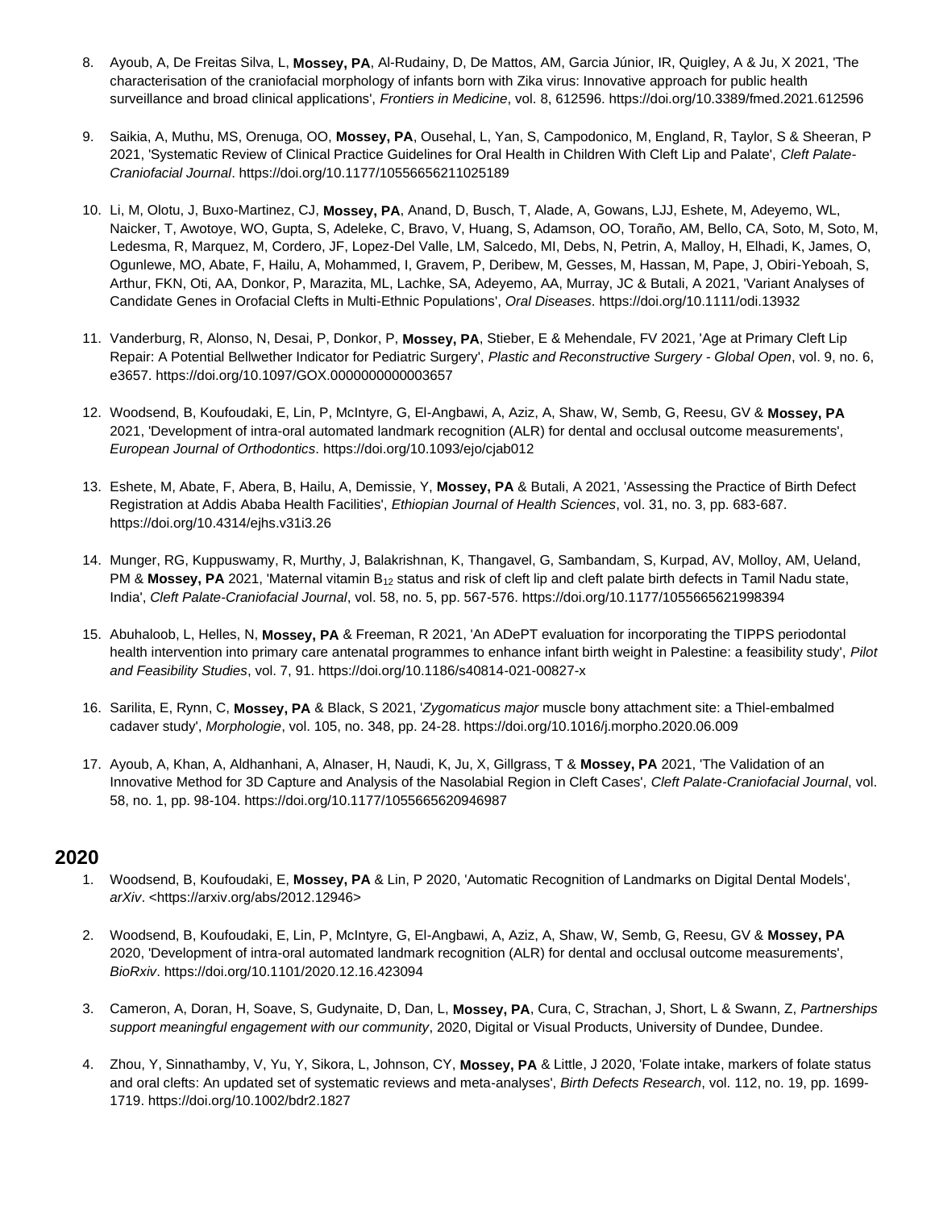8. Ayoub, A, De Freitas Silva, L, **Mossey, PA**, Al-Rudainy, D, De Mattos, AM, Garcia Júnior, IR, Quigley, A & Ju, X 2021, 'The characterisation of the craniofacial morphology of infants born with Zika virus: Innovative approach for public health surveillance and broad clinical applications', *Frontiers in Medicine*, vol. 8, 612596. https://doi.org/10.3389/fmed.2021.612596

9. Saikia, A, Muthu, MS, Orenuga, OO, **Mossey, PA**, Ousehal, L, Yan, S, Campodonico, M, England, R, Taylor, S & Sheeran, P 2021, 'Systematic Review of Clinical Practice Guidelines for Oral Health in Children With Cleft Lip and Palate', *Cleft Palate-Craniofacial Journal*. https://doi.org/10.1177/10556656211025189

10. Li, M, Olotu, J, Buxo-Martinez, CJ, **Mossey, PA**, Anand, D, Busch, T, Alade, A, Gowans, LJJ, Eshete, M, Adeyemo, WL, Naicker, T, Awotoye, WO, Gupta, S, Adeleke, C, Bravo, V, Huang, S, Adamson, OO, Toraño, AM, Bello, CA, Soto, M, Soto, M, Ledesma, R, Marquez, M, Cordero, JF, Lopez-Del Valle, LM, Salcedo, MI, Debs, N, Petrin, A, Malloy, H, Elhadi, K, James, O, Ogunlewe, MO, Abate, F, Hailu, A, Mohammed, I, Gravem, P, Deribew, M, Gesses, M, Hassan, M, Pape, J, Obiri-Yeboah, S, Arthur, FKN, Oti, AA, Donkor, P, Marazita, ML, Lachke, SA, Adeyemo, AA, Murray, JC & Butali, A 2021, 'Variant Analyses of Candidate Genes in Orofacial Clefts in Multi-Ethnic Populations', *Oral Diseases*. https://doi.org/10.1111/odi.13932

11. Vanderburg, R, Alonso, N, Desai, P, Donkor, P, **Mossey, PA**, Stieber, E & Mehendale, FV 2021, 'Age at Primary Cleft Lip Repair: A Potential Bellwether Indicator for Pediatric Surgery', *Plastic and Reconstructive Surgery - Global Open*, vol. 9, no. 6, e3657. https://doi.org/10.1097/GOX.0000000000003657

12. Woodsend, B, Koufoudaki, E, Lin, P, McIntyre, G, El-Angbawi, A, Aziz, A, Shaw, W, Semb, G, Reesu, GV & **Mossey, PA** 2021, 'Development of intra-oral automated landmark recognition (ALR) for dental and occlusal outcome measurements', *European Journal of Orthodontics*. https://doi.org/10.1093/ejo/cjab012

13. Eshete, M, Abate, F, Abera, B, Hailu, A, Demissie, Y, **Mossey, PA** & Butali, A 2021, 'Assessing the Practice of Birth Defect Registration at Addis Ababa Health Facilities', *Ethiopian Journal of Health Sciences*, vol. 31, no. 3, pp. 683-687. https://doi.org/10.4314/ejhs.v31i3.26

14. Munger, RG, Kuppuswamy, R, Murthy, J, Balakrishnan, K, Thangavel, G, Sambandam, S, Kurpad, AV, Molloy, AM, Ueland, PM & **Mossey, PA** 2021, 'Maternal vitamin $B_{12}$ status and risk of cleft lip and cleft palate birth defects in Tamil Nadu state, India', *Cleft Palate-Craniofacial Journal*, vol. 58, no. 5, pp. 567-576. https://doi.org/10.1177/1055665621998394

15. Abuhaloob, L, Helles, N, **Mossey, PA** & Freeman, R 2021, 'An ADePT evaluation for incorporating the TIPPS periodontal health intervention into primary care antenatal programmes to enhance infant birth weight in Palestine: a feasibility study', *Pilot and Feasibility Studies*, vol. 7, 91. https://doi.org/10.1186/s40814-021-00827-x

16. Sarilita, E, Rynn, C, **Mossey, PA** & Black, S 2021, '*Zygomaticus major* muscle bony attachment site: a Thiel-embalmed cadaver study', *Morphologie*, vol. 105, no. 348, pp. 24-28. https://doi.org/10.1016/j.morpho.2020.06.009

17. Ayoub, A, Khan, A, Aldhanhani, A, Alnaser, H, Naudi, K, Ju, X, Gillgrass, T & **Mossey, PA** 2021, 'The Validation of an Innovative Method for 3D Capture and Analysis of the Nasolabial Region in Cleft Cases', *Cleft Palate-Craniofacial Journal*, vol. 58, no. 1, pp. 98-104. https://doi.org/10.1177/1055665620946987

## 2020

1. Woodsend, B, Koufoudaki, E, **Mossey, PA** & Lin, P 2020, 'Automatic Recognition of Landmarks on Digital Dental Models', *arXiv*. <https://arxiv.org/abs/2012.12946>

2. Woodsend, B, Koufoudaki, E, Lin, P, McIntyre, G, El-Angbawi, A, Aziz, A, Shaw, W, Semb, G, Reesu, GV & **Mossey, PA** 2020, 'Development of intra-oral automated landmark recognition (ALR) for dental and occlusal outcome measurements', *BioRxiv*. https://doi.org/10.1101/2020.12.16.423094

3. Cameron, A, Doran, H, Soave, S, Gudynaite, D, Dan, L, **Mossey, PA**, Cura, C, Strachan, J, Short, L & Swann, Z, *Partnerships support meaningful engagement with our community*, 2020, Digital or Visual Products, University of Dundee, Dundee.

4. Zhou, Y, Sinnathamby, V, Yu, Y, Sikora, L, Johnson, CY, **Mossey, PA** & Little, J 2020, 'Folate intake, markers of folate status and oral clefts: An updated set of systematic reviews and meta-analyses', *Birth Defects Research*, vol. 112, no. 19, pp. 1699-1719. https://doi.org/10.1002/bdr2.1827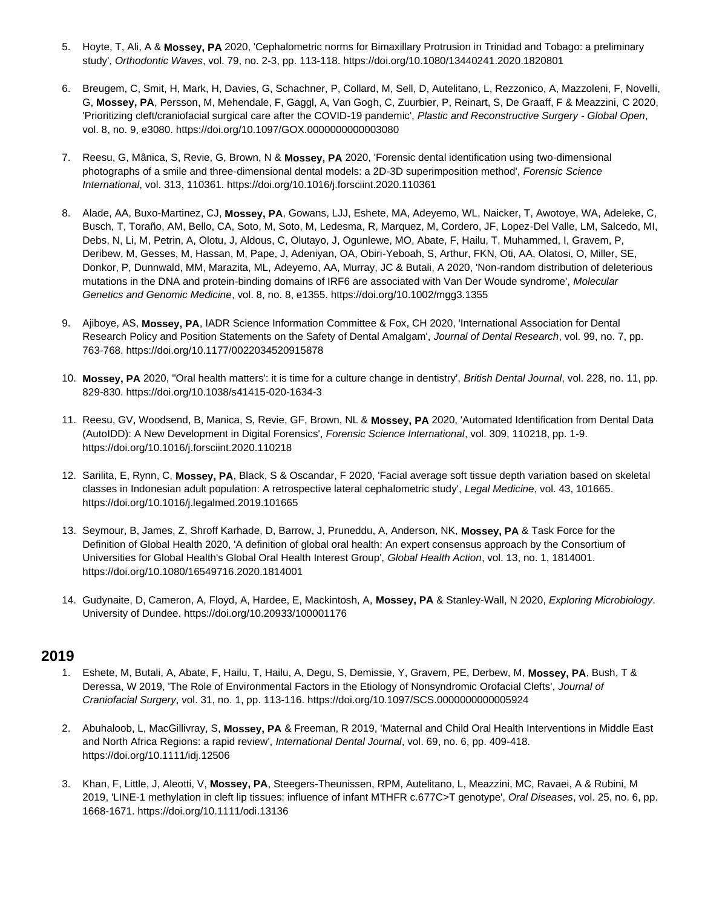5. Hoyte, T, Ali, A & **Mossey, PA** 2020, 'Cephalometric norms for Bimaxillary Protrusion in Trinidad and Tobago: a preliminary study', *Orthodontic Waves*, vol. 79, no. 2-3, pp. 113-118. https://doi.org/10.1080/13440241.2020.1820801

6. Breugem, C, Smit, H, Mark, H, Davies, G, Schachner, P, Collard, M, Sell, D, Autelitano, L, Rezzonico, A, Mazzoleni, F, Novelli, G, **Mossey, PA**, Persson, M, Mehendale, F, Gaggl, A, Van Gogh, C, Zuurbier, P, Reinart, S, De Graaff, F & Meazzini, C 2020, 'Prioritizing cleft/craniofacial surgical care after the COVID-19 pandemic', *Plastic and Reconstructive Surgery - Global Open*, vol. 8, no. 9, e3080. https://doi.org/10.1097/GOX.0000000000003080

7. Reesu, G, Mânica, S, Revie, G, Brown, N & **Mossey, PA** 2020, 'Forensic dental identification using two-dimensional photographs of a smile and three-dimensional dental models: a 2D-3D superimposition method', *Forensic Science International*, vol. 313, 110361. https://doi.org/10.1016/j.forsciint.2020.110361

8. Alade, AA, Buxo-Martinez, CJ, **Mossey, PA**, Gowans, LJJ, Eshete, MA, Adeyemo, WL, Naicker, T, Awotoye, WA, Adeleke, C, Busch, T, Toraño, AM, Bello, CA, Soto, M, Soto, M, Ledesma, R, Marquez, M, Cordero, JF, Lopez-Del Valle, LM, Salcedo, MI, Debs, N, Li, M, Petrin, A, Olotu, J, Aldous, C, Olutayo, J, Ogunlewe, MO, Abate, F, Hailu, T, Muhammed, I, Gravem, P, Deribew, M, Gesses, M, Hassan, M, Pape, J, Adeniyan, OA, Obiri-Yeboah, S, Arthur, FKN, Oti, AA, Olatosi, O, Miller, SE, Donkor, P, Dunnwald, MM, Marazita, ML, Adeyemo, AA, Murray, JC & Butali, A 2020, 'Non-random distribution of deleterious mutations in the DNA and protein-binding domains of IRF6 are associated with Van Der Woude syndrome', *Molecular Genetics and Genomic Medicine*, vol. 8, no. 8, e1355. https://doi.org/10.1002/mgg3.1355

9. Ajiboye, AS, **Mossey, PA**, IADR Science Information Committee & Fox, CH 2020, 'International Association for Dental Research Policy and Position Statements on the Safety of Dental Amalgam', *Journal of Dental Research*, vol. 99, no. 7, pp. 763-768. https://doi.org/10.1177/0022034520915878

10. **Mossey, PA** 2020, ''Oral health matters': it is time for a culture change in dentistry', *British Dental Journal*, vol. 228, no. 11, pp. 829-830. https://doi.org/10.1038/s41415-020-1634-3

11. Reesu, GV, Woodsend, B, Manica, S, Revie, GF, Brown, NL & **Mossey, PA** 2020, 'Automated Identification from Dental Data (AutoIDD): A New Development in Digital Forensics', *Forensic Science International*, vol. 309, 110218, pp. 1-9. https://doi.org/10.1016/j.forsciint.2020.110218

12. Sarilita, E, Rynn, C, **Mossey, PA**, Black, S & Oscandar, F 2020, 'Facial average soft tissue depth variation based on skeletal classes in Indonesian adult population: A retrospective lateral cephalometric study', *Legal Medicine*, vol. 43, 101665. https://doi.org/10.1016/j.legalmed.2019.101665

13. Seymour, B, James, Z, Shroff Karhade, D, Barrow, J, Pruneddu, A, Anderson, NK, **Mossey, PA** & Task Force for the Definition of Global Health 2020, 'A definition of global oral health: An expert consensus approach by the Consortium of Universities for Global Health's Global Oral Health Interest Group', *Global Health Action*, vol. 13, no. 1, 1814001. https://doi.org/10.1080/16549716.2020.1814001

14. Gudynaite, D, Cameron, A, Floyd, A, Hardee, E, Mackintosh, A, **Mossey, PA** & Stanley-Wall, N 2020, *Exploring Microbiology*. University of Dundee. https://doi.org/10.20933/100001176

## 2019

1. Eshete, M, Butali, A, Abate, F, Hailu, T, Hailu, A, Degu, S, Demissie, Y, Gravem, PE, Derbew, M, **Mossey, PA**, Bush, T & Deressa, W 2019, 'The Role of Environmental Factors in the Etiology of Nonsyndromic Orofacial Clefts', *Journal of Craniofacial Surgery*, vol. 31, no. 1, pp. 113-116. https://doi.org/10.1097/SCS.0000000000005924

2. Abuhaloob, L, MacGillivray, S, **Mossey, PA** & Freeman, R 2019, 'Maternal and Child Oral Health Interventions in Middle East and North Africa Regions: a rapid review', *International Dental Journal*, vol. 69, no. 6, pp. 409-418. https://doi.org/10.1111/idj.12506

3. Khan, F, Little, J, Aleotti, V, **Mossey, PA**, Steegers-Theunissen, RPM, Autelitano, L, Meazzini, MC, Ravaei, A & Rubini, M 2019, 'LINE-1 methylation in cleft lip tissues: influence of infant MTHFR c.677C>T genotype', *Oral Diseases*, vol. 25, no. 6, pp. 1668-1671. https://doi.org/10.1111/odi.13136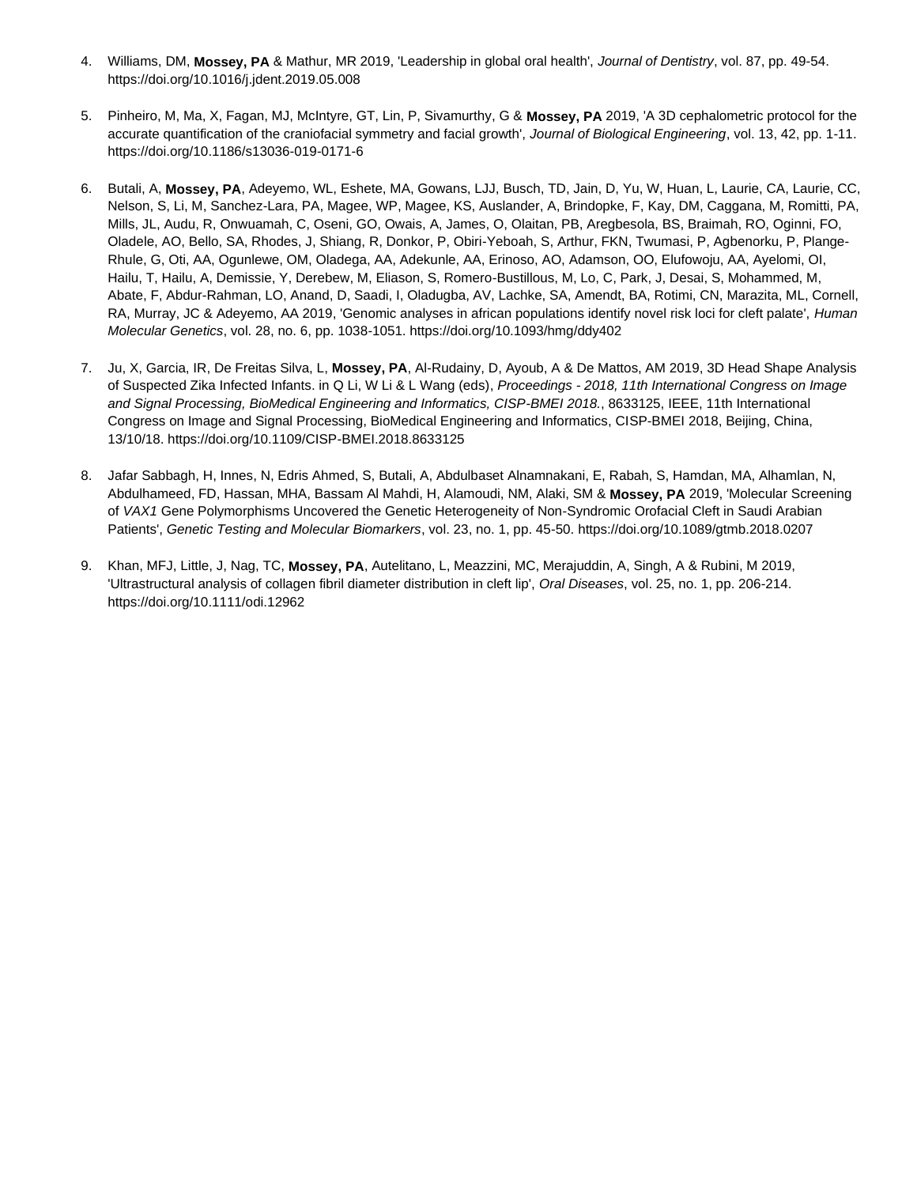4. Williams, DM, **Mossey, PA** & Mathur, MR 2019, 'Leadership in global oral health', *Journal of Dentistry*, vol. 87, pp. 49-54. https://doi.org/10.1016/j.jdent.2019.05.008

5. Pinheiro, M, Ma, X, Fagan, MJ, McIntyre, GT, Lin, P, Sivamurthy, G & **Mossey, PA** 2019, 'A 3D cephalometric protocol for the accurate quantification of the craniofacial symmetry and facial growth', *Journal of Biological Engineering*, vol. 13, 42, pp. 1-11. https://doi.org/10.1186/s13036-019-0171-6

6. Butali, A, **Mossey, PA**, Adeyemo, WL, Eshete, MA, Gowans, LJJ, Busch, TD, Jain, D, Yu, W, Huan, L, Laurie, CA, Laurie, CC, Nelson, S, Li, M, Sanchez-Lara, PA, Magee, WP, Magee, KS, Auslander, A, Brindopke, F, Kay, DM, Caggana, M, Romitti, PA, Mills, JL, Audu, R, Onwuamah, C, Oseni, GO, Owais, A, James, O, Olaitan, PB, Aregbesola, BS, Braimah, RO, Oginni, FO, Oladele, AO, Bello, SA, Rhodes, J, Shiang, R, Donkor, P, Obiri-Yeboah, S, Arthur, FKN, Twumasi, P, Agbenorku, P, Plange-Rhule, G, Oti, AA, Ogunlewe, OM, Oladega, AA, Adekunle, AA, Erinoso, AO, Adamson, OO, Elufowoju, AA, Ayelomi, OI, Hailu, T, Hailu, A, Demissie, Y, Derebew, M, Eliason, S, Romero-Bustillous, M, Lo, C, Park, J, Desai, S, Mohammed, M, Abate, F, Abdur-Rahman, LO, Anand, D, Saadi, I, Oladugba, AV, Lachke, SA, Amendt, BA, Rotimi, CN, Marazita, ML, Cornell, RA, Murray, JC & Adeyemo, AA 2019, 'Genomic analyses in african populations identify novel risk loci for cleft palate', *Human Molecular Genetics*, vol. 28, no. 6, pp. 1038-1051. https://doi.org/10.1093/hmg/ddy402

7. Ju, X, Garcia, IR, De Freitas Silva, L, **Mossey, PA**, Al-Rudainy, D, Ayoub, A & De Mattos, AM 2019, 3D Head Shape Analysis of Suspected Zika Infected Infants. in Q Li, W Li & L Wang (eds), *Proceedings - 2018, 11th International Congress on Image and Signal Processing, BioMedical Engineering and Informatics, CISP-BMEI 2018.*, 8633125, IEEE, 11th International Congress on Image and Signal Processing, BioMedical Engineering and Informatics, CISP-BMEI 2018, Beijing, China, 13/10/18. https://doi.org/10.1109/CISP-BMEI.2018.8633125

8. Jafar Sabbagh, H, Innes, N, Edris Ahmed, S, Butali, A, Abdulbaset Alnamnakani, E, Rabah, S, Hamdan, MA, Alhamlan, N, Abdulhameed, FD, Hassan, MHA, Bassam Al Mahdi, H, Alamoudi, NM, Alaki, SM & **Mossey, PA** 2019, 'Molecular Screening of *VAX1* Gene Polymorphisms Uncovered the Genetic Heterogeneity of Non-Syndromic Orofacial Cleft in Saudi Arabian Patients', *Genetic Testing and Molecular Biomarkers*, vol. 23, no. 1, pp. 45-50. https://doi.org/10.1089/gtmb.2018.0207

9. Khan, MFJ, Little, J, Nag, TC, **Mossey, PA**, Autelitano, L, Meazzini, MC, Merajuddin, A, Singh, A & Rubini, M 2019, 'Ultrastructural analysis of collagen fibril diameter distribution in cleft lip', *Oral Diseases*, vol. 25, no. 1, pp. 206-214. https://doi.org/10.1111/odi.12962